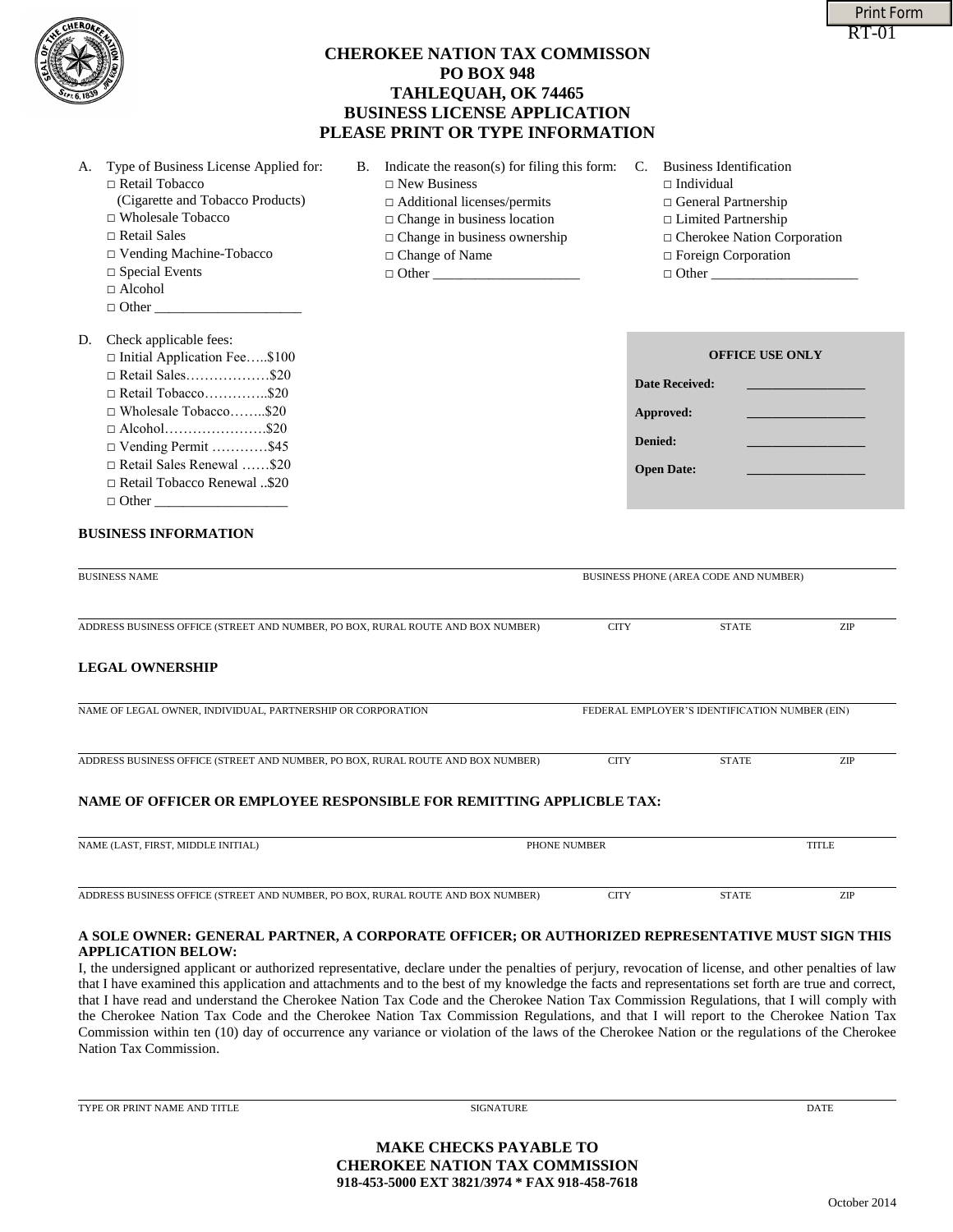RT-01

# CHEROKEE NATION TAX COMMISSON
## PO BOX 948
## TAHLEQUAH, OK 74465
## BUSINESS LICENSE APPLICATION
## PLEASE PRINT OR TYPE INFORMATION

A. Type of Business License Applied for:
- □ Retail Tobacco (Cigarette and Tobacco Products)
- □ Wholesale Tobacco
- □ Retail Sales
- □ Vending Machine-Tobacco
- □ Special Events
- □ Alcohol
- □ Other ____________________

B. Indicate the reason(s) for filing this form:
- □ New Business
- □ Additional licenses/permits
- □ Change in business location
- □ Change in business ownership
- □ Change of Name
- □ Other ____________________

C. Business Identification
- □ Individual
- □ General Partnership
- □ Limited Partnership
- □ Cherokee Nation Corporation
- □ Foreign Corporation
- □ Other ____________________

D. Check applicable fees:
- □ Initial Application Fee…..$100
- □ Retail Sales………………$20
- □ Retail Tobacco…………..$20
- □ Wholesale Tobacco……..$20
- □ Alcohol………………….$20
- □ Vending Permit …………$45
- □ Retail Sales Renewal ……$20
- □ Retail Tobacco Renewal ..$20
- □ Other __________________

**OFFICE USE ONLY**

**Date Received:** __________________

**Approved:** __________________

**Denied:** __________________

**Open Date:** __________________

**BUSINESS INFORMATION**

BUSINESS NAME ______________________ BUSINESS PHONE (AREA CODE AND NUMBER) ______________________

ADDRESS BUSINESS OFFICE (STREET AND NUMBER, PO BOX, RURAL ROUTE AND BOX NUMBER) ______________________ CITY ________ STATE ________ ZIP ________

**LEGAL OWNERSHIP**

NAME OF LEGAL OWNER, INDIVIDUAL, PARTNERSHIP OR CORPORATION ______________________ FEDERAL EMPLOYER'S IDENTIFICATION NUMBER (EIN) ______________________

ADDRESS BUSINESS OFFICE (STREET AND NUMBER, PO BOX, RURAL ROUTE AND BOX NUMBER) ______________________ CITY ________ STATE ________ ZIP ________

**NAME OF OFFICER OR EMPLOYEE RESPONSIBLE FOR REMITTING APPLICBLE TAX:**

NAME (LAST, FIRST, MIDDLE INITIAL) ______________________ PHONE NUMBER ______________________ TITLE ______________________

ADDRESS BUSINESS OFFICE (STREET AND NUMBER, PO BOX, RURAL ROUTE AND BOX NUMBER) ______________________ CITY ________ STATE ________ ZIP ________

**A SOLE OWNER: GENERAL PARTNER, A CORPORATE OFFICER; OR AUTHORIZED REPRESENTATIVE MUST SIGN THIS APPLICATION BELOW:**

I, the undersigned applicant or authorized representative, declare under the penalties of perjury, revocation of license, and other penalties of law that I have examined this application and attachments and to the best of my knowledge the facts and representations set forth are true and correct, that I have read and understand the Cherokee Nation Tax Code and the Cherokee Nation Tax Commission Regulations, that I will comply with the Cherokee Nation Tax Code and the Cherokee Nation Tax Commission Regulations, and that I will report to the Cherokee Nation Tax Commission within ten (10) day of occurrence any variance or violation of the laws of the Cherokee Nation or the regulations of the Cherokee Nation Tax Commission.

TYPE OR PRINT NAME AND TITLE ______________________ SIGNATURE ______________________ DATE ______________________

**MAKE CHECKS PAYABLE TO**
**CHEROKEE NATION TAX COMMISSION**
**918-453-5000 EXT 3821/3974 * FAX 918-458-7618**

October 2014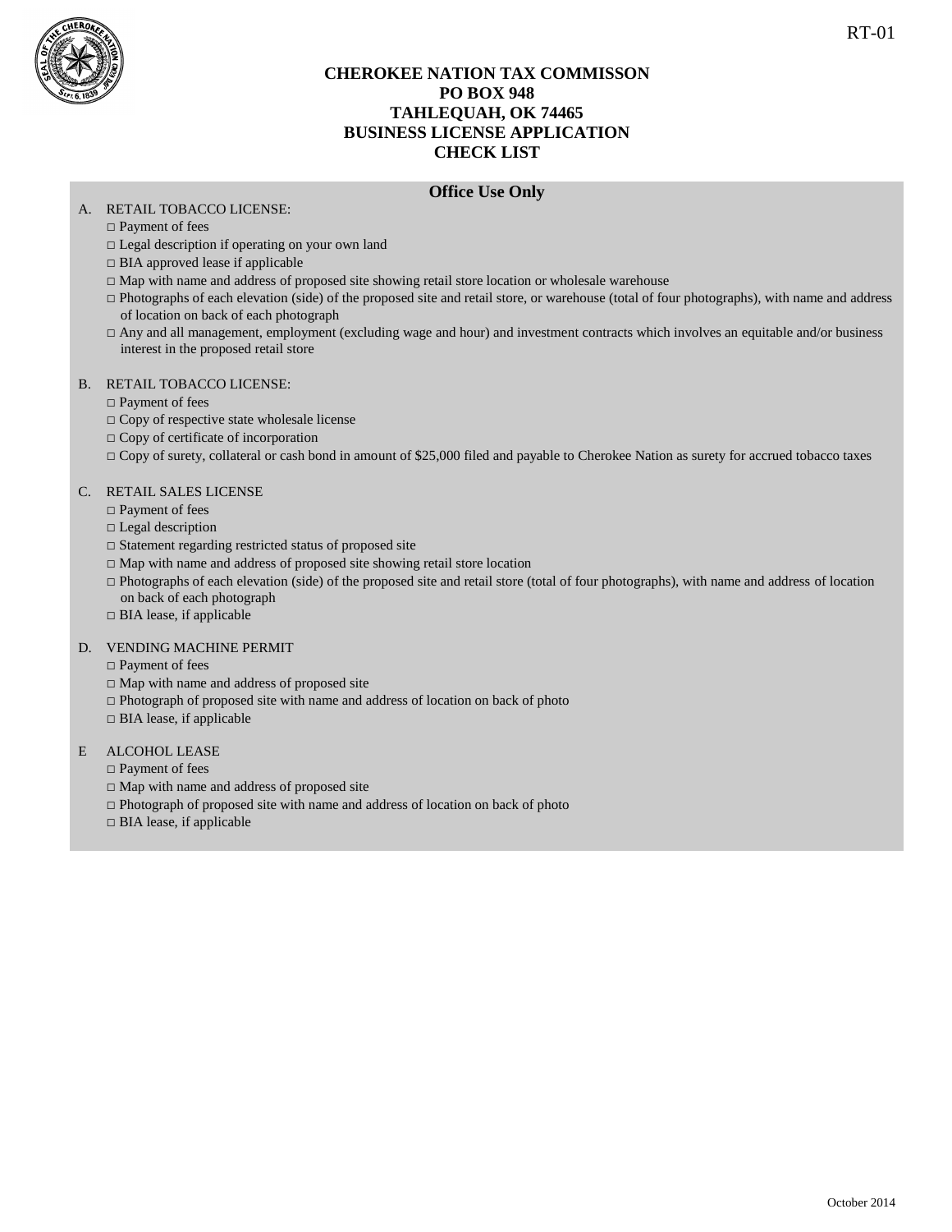RT-01

**CHEROKEE NATION TAX COMMISSON**
**PO BOX 948**
**TAHLEQUAH, OK 74465**
**BUSINESS LICENSE APPLICATION**
**CHECK LIST**

**Office Use Only**

A. RETAIL TOBACCO LICENSE:
- □ Payment of fees
- □ Legal description if operating on your own land
- □ BIA approved lease if applicable
- □ Map with name and address of proposed site showing retail store location or wholesale warehouse
- □ Photographs of each elevation (side) of the proposed site and retail store, or warehouse (total of four photographs), with name and address of location on back of each photograph
- □ Any and all management, employment (excluding wage and hour) and investment contracts which involves an equitable and/or business interest in the proposed retail store

B. RETAIL TOBACCO LICENSE:
- □ Payment of fees
- □ Copy of respective state wholesale license
- □ Copy of certificate of incorporation
- □ Copy of surety, collateral or cash bond in amount of $25,000 filed and payable to Cherokee Nation as surety for accrued tobacco taxes

C. RETAIL SALES LICENSE
- □ Payment of fees
- □ Legal description
- □ Statement regarding restricted status of proposed site
- □ Map with name and address of proposed site showing retail store location
- □ Photographs of each elevation (side) of the proposed site and retail store (total of four photographs), with name and address of location on back of each photograph
- □ BIA lease, if applicable

D. VENDING MACHINE PERMIT
- □ Payment of fees
- □ Map with name and address of proposed site
- □ Photograph of proposed site with name and address of location on back of photo
- □ BIA lease, if applicable

E ALCOHOL LEASE
- □ Payment of fees
- □ Map with name and address of proposed site
- □ Photograph of proposed site with name and address of location on back of photo
- □ BIA lease, if applicable

October 2014